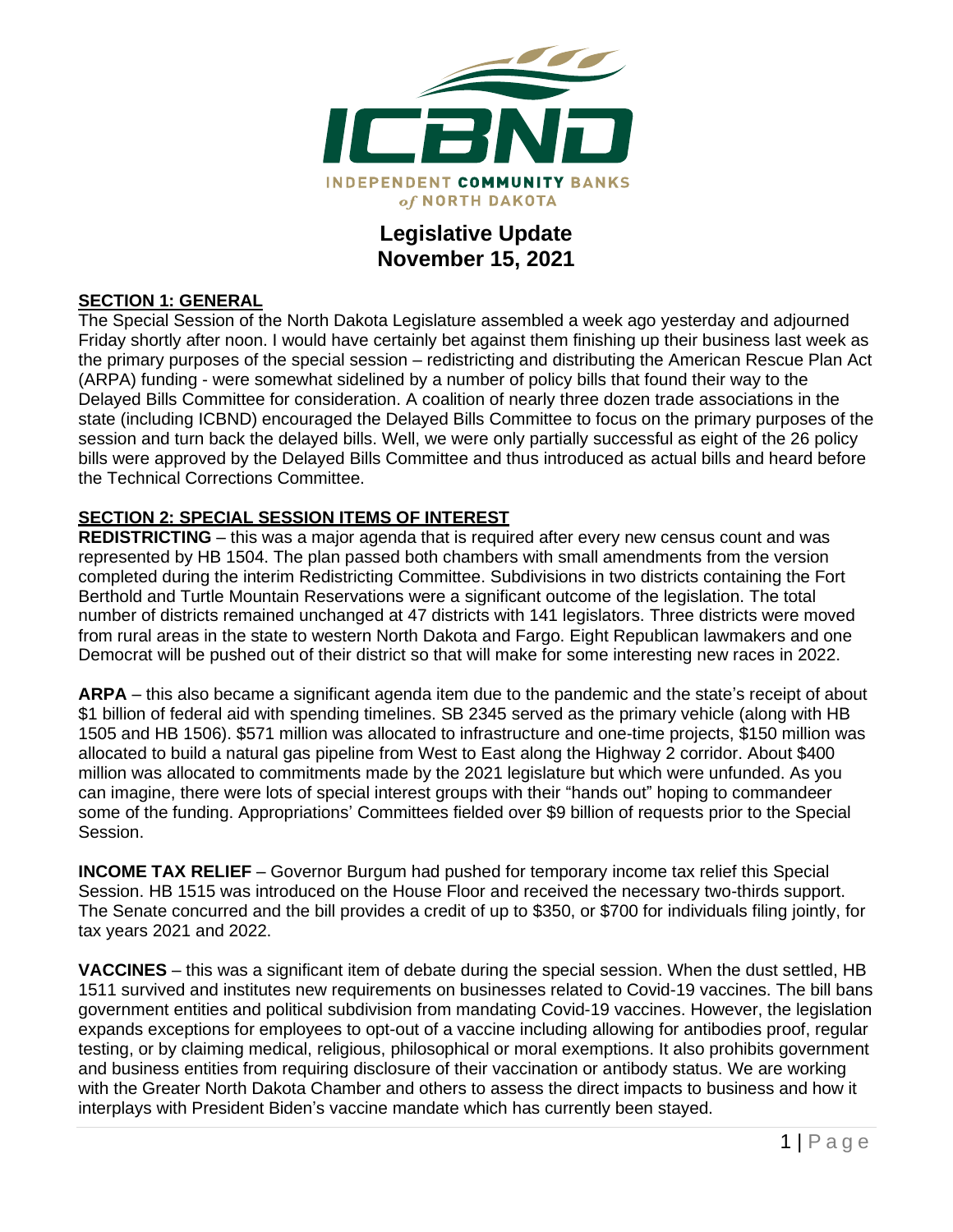ICBND

INDEPENDENT COMMUNITY BANKS *of* NORTH DAKOTA

# Legislative Update
## November 15, 2021

### SECTION 1: GENERAL

The Special Session of the North Dakota Legislature assembled a week ago yesterday and adjourned Friday shortly after noon. I would have certainly bet against them finishing up their business last week as the primary purposes of the special session – redistricting and distributing the American Rescue Plan Act (ARPA) funding - were somewhat sidelined by a number of policy bills that found their way to the Delayed Bills Committee for consideration. A coalition of nearly three dozen trade associations in the state (including ICBND) encouraged the Delayed Bills Committee to focus on the primary purposes of the session and turn back the delayed bills. Well, we were only partially successful as eight of the 26 policy bills were approved by the Delayed Bills Committee and thus introduced as actual bills and heard before the Technical Corrections Committee.

### SECTION 2: SPECIAL SESSION ITEMS OF INTEREST

**REDISTRICTING** – this was a major agenda that is required after every new census count and was represented by HB 1504. The plan passed both chambers with small amendments from the version completed during the interim Redistricting Committee. Subdivisions in two districts containing the Fort Berthold and Turtle Mountain Reservations were a significant outcome of the legislation. The total number of districts remained unchanged at 47 districts with 141 legislators. Three districts were moved from rural areas in the state to western North Dakota and Fargo. Eight Republican lawmakers and one Democrat will be pushed out of their district so that will make for some interesting new races in 2022.

**ARPA** – this also became a significant agenda item due to the pandemic and the state's receipt of about $1 billion of federal aid with spending timelines. SB 2345 served as the primary vehicle (along with HB 1505 and HB 1506). $571 million was allocated to infrastructure and one-time projects, $150 million was allocated to build a natural gas pipeline from West to East along the Highway 2 corridor. About $400 million was allocated to commitments made by the 2021 legislature but which were unfunded. As you can imagine, there were lots of special interest groups with their "hands out" hoping to commandeer some of the funding. Appropriations' Committees fielded over $9 billion of requests prior to the Special Session.

**INCOME TAX RELIEF** – Governor Burgum had pushed for temporary income tax relief this Special Session. HB 1515 was introduced on the House Floor and received the necessary two-thirds support. The Senate concurred and the bill provides a credit of up to $350, or $700 for individuals filing jointly, for tax years 2021 and 2022.

**VACCINES** – this was a significant item of debate during the special session. When the dust settled, HB 1511 survived and institutes new requirements on businesses related to Covid-19 vaccines. The bill bans government entities and political subdivision from mandating Covid-19 vaccines. However, the legislation expands exceptions for employees to opt-out of a vaccine including allowing for antibodies proof, regular testing, or by claiming medical, religious, philosophical or moral exemptions. It also prohibits government and business entities from requiring disclosure of their vaccination or antibody status. We are working with the Greater North Dakota Chamber and others to assess the direct impacts to business and how it interplays with President Biden's vaccine mandate which has currently been stayed.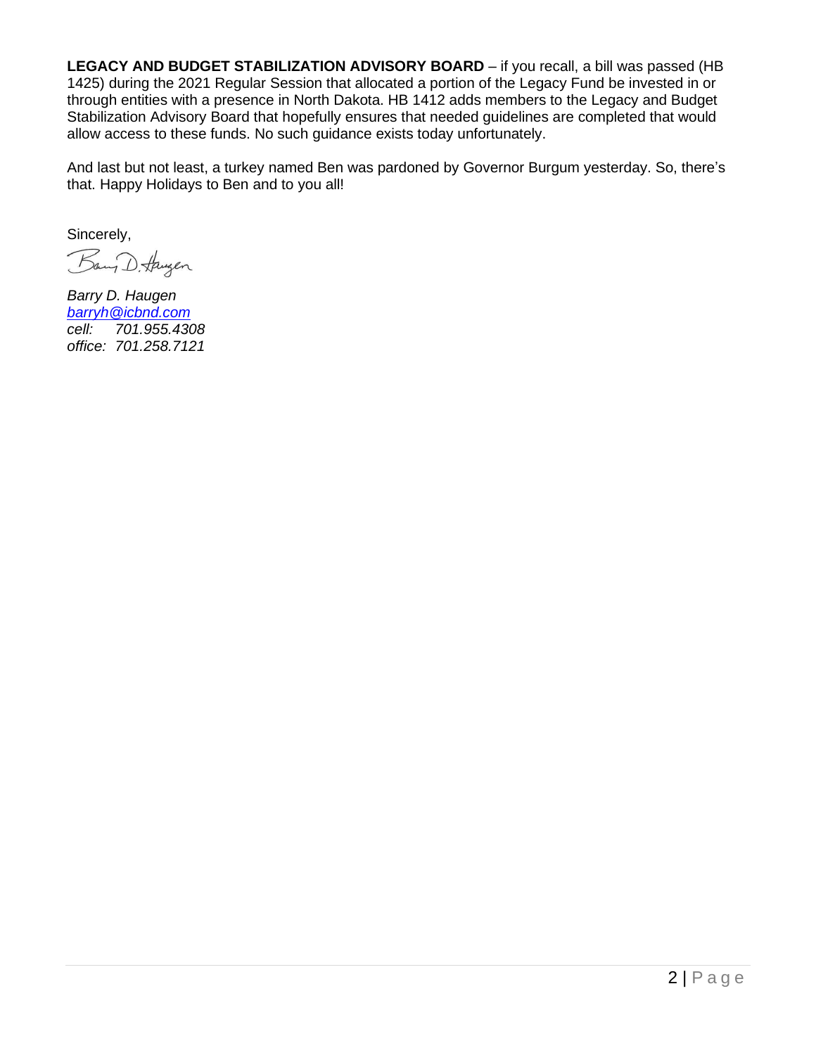**LEGACY AND BUDGET STABILIZATION ADVISORY BOARD** – if you recall, a bill was passed (HB 1425) during the 2021 Regular Session that allocated a portion of the Legacy Fund be invested in or through entities with a presence in North Dakota. HB 1412 adds members to the Legacy and Budget Stabilization Advisory Board that hopefully ensures that needed guidelines are completed that would allow access to these funds. No such guidance exists today unfortunately.

And last but not least, a turkey named Ben was pardoned by Governor Burgum yesterday. So, there's that. Happy Holidays to Ben and to you all!

Sincerely,

*Barry D. Haugen*
*barryh@icbnd.com*
*cell: 701.955.4308*
*office: 701.258.7121*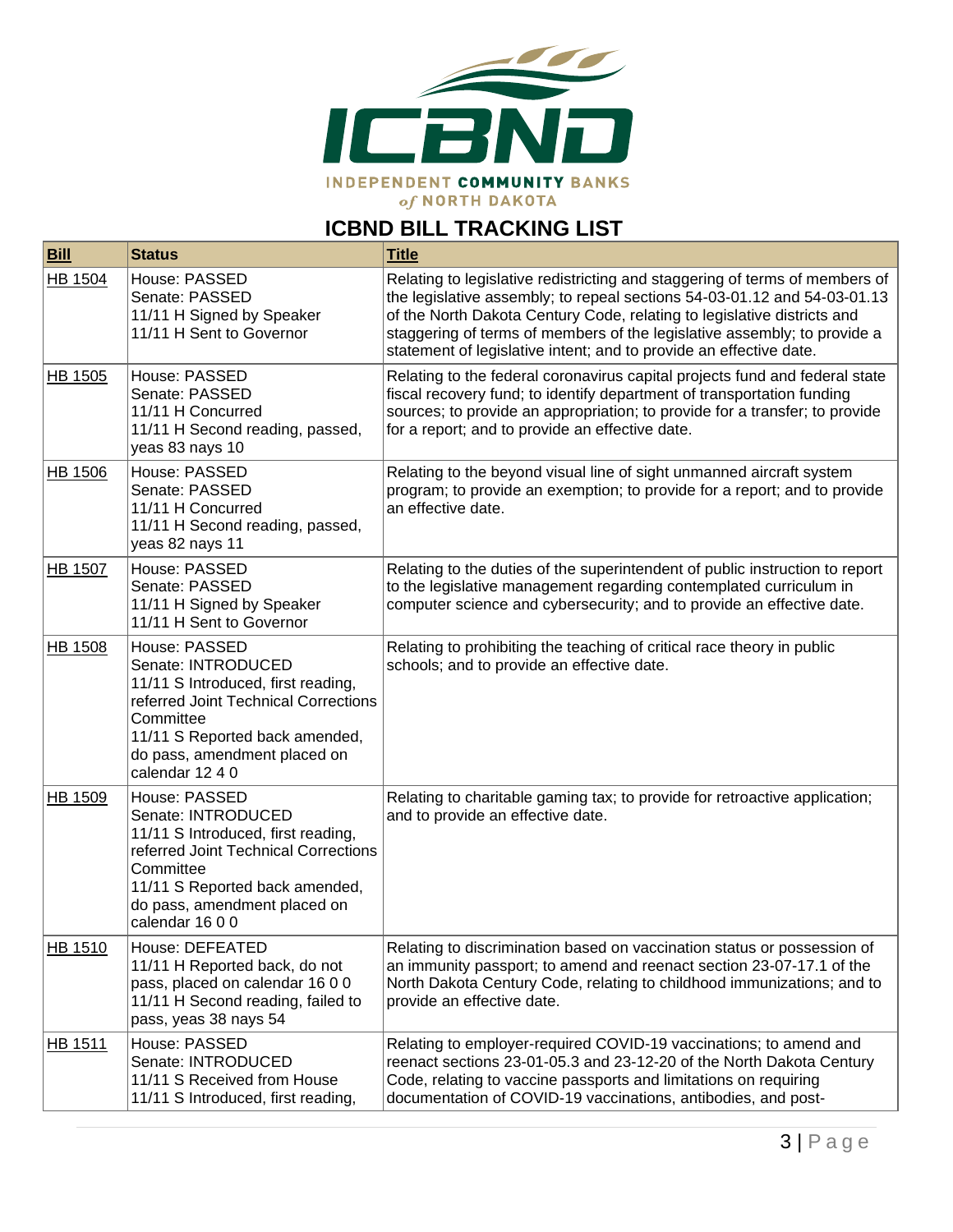INDEPENDENT COMMUNITY BANKS of NORTH DAKOTA

## ICBND BILL TRACKING LIST

| Bill | Status | Title |
|---|---|---|
| HB 1504 | House: PASSED<br>Senate: PASSED<br>11/11 H Signed by Speaker<br>11/11 H Sent to Governor | Relating to legislative redistricting and staggering of terms of members of the legislative assembly; to repeal sections 54-03-01.12 and 54-03-01.13 of the North Dakota Century Code, relating to legislative districts and staggering of terms of members of the legislative assembly; to provide a statement of legislative intent; and to provide an effective date. |
| HB 1505 | House: PASSED<br>Senate: PASSED<br>11/11 H Concurred<br>11/11 H Second reading, passed, yeas 83 nays 10 | Relating to the federal coronavirus capital projects fund and federal state fiscal recovery fund; to identify department of transportation funding sources; to provide an appropriation; to provide for a transfer; to provide for a report; and to provide an effective date. |
| HB 1506 | House: PASSED<br>Senate: PASSED<br>11/11 H Concurred<br>11/11 H Second reading, passed, yeas 82 nays 11 | Relating to the beyond visual line of sight unmanned aircraft system program; to provide an exemption; to provide for a report; and to provide an effective date. |
| HB 1507 | House: PASSED<br>Senate: PASSED<br>11/11 H Signed by Speaker<br>11/11 H Sent to Governor | Relating to the duties of the superintendent of public instruction to report to the legislative management regarding contemplated curriculum in computer science and cybersecurity; and to provide an effective date. |
| HB 1508 | House: PASSED<br>Senate: INTRODUCED<br>11/11 S Introduced, first reading, referred Joint Technical Corrections Committee<br>11/11 S Reported back amended, do pass, amendment placed on calendar 12 4 0 | Relating to prohibiting the teaching of critical race theory in public schools; and to provide an effective date. |
| HB 1509 | House: PASSED<br>Senate: INTRODUCED<br>11/11 S Introduced, first reading, referred Joint Technical Corrections Committee<br>11/11 S Reported back amended, do pass, amendment placed on calendar 16 0 0 | Relating to charitable gaming tax; to provide for retroactive application; and to provide an effective date. |
| HB 1510 | House: DEFEATED<br>11/11 H Reported back, do not pass, placed on calendar 16 0 0<br>11/11 H Second reading, failed to pass, yeas 38 nays 54 | Relating to discrimination based on vaccination status or possession of an immunity passport; to amend and reenact section 23-07-17.1 of the North Dakota Century Code, relating to childhood immunizations; and to provide an effective date. |
| HB 1511 | House: PASSED<br>Senate: INTRODUCED<br>11/11 S Received from House<br>11/11 S Introduced, first reading, | Relating to employer-required COVID-19 vaccinations; to amend and reenact sections 23-01-05.3 and 23-12-20 of the North Dakota Century Code, relating to vaccine passports and limitations on requiring documentation of COVID-19 vaccinations, antibodies, and post- |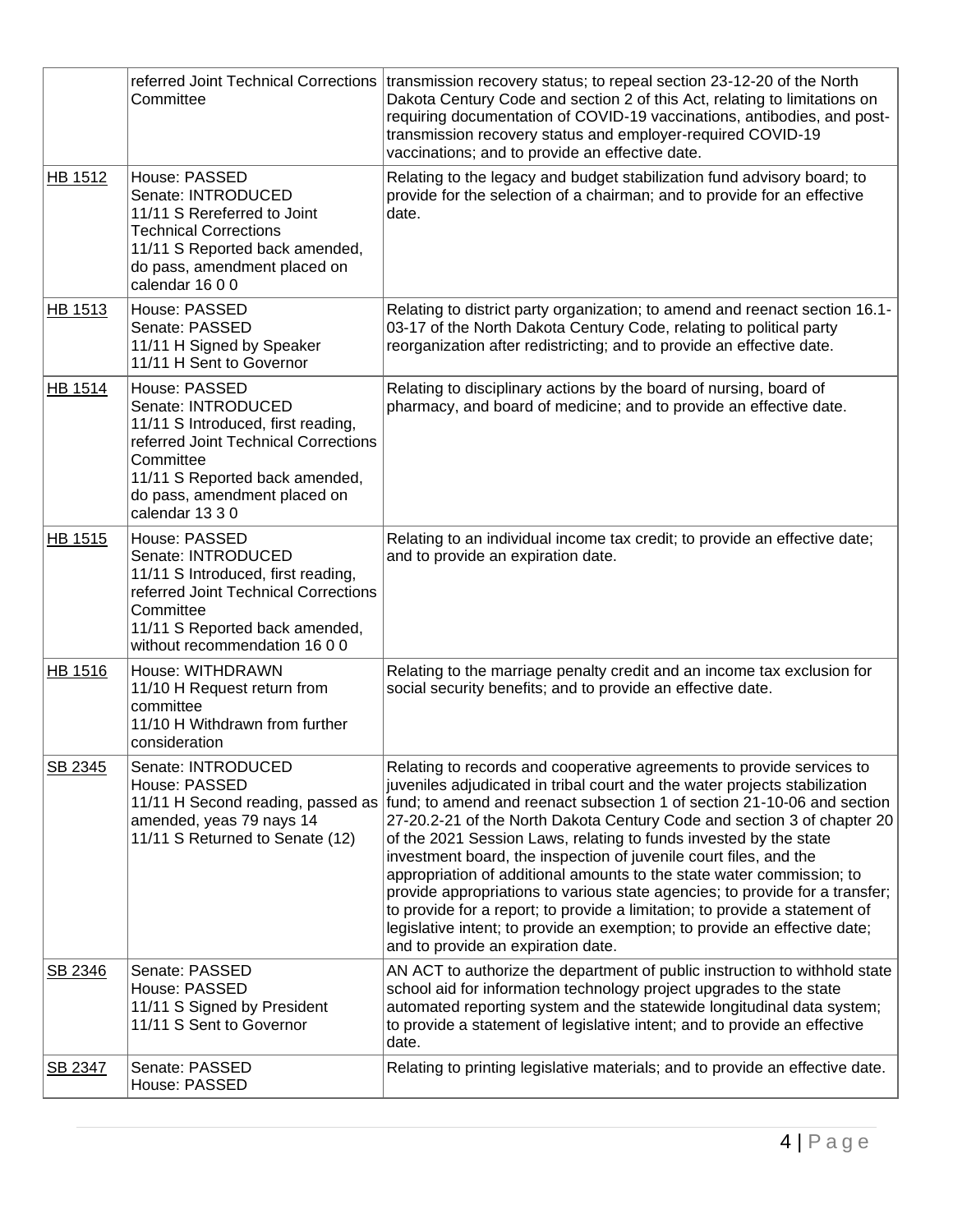|  | referred Joint Technical Corrections Committee | transmission recovery status; to repeal section 23-12-20 of the North Dakota Century Code and section 2 of this Act, relating to limitations on requiring documentation of COVID-19 vaccinations, antibodies, and post-transmission recovery status and employer-required COVID-19 vaccinations; and to provide an effective date. |
|---|---|---|
| HB 1512 | House: PASSED<br>Senate: INTRODUCED<br>11/11 S Rereferred to Joint Technical Corrections<br>11/11 S Reported back amended, do pass, amendment placed on calendar 16 0 0 | Relating to the legacy and budget stabilization fund advisory board; to provide for the selection of a chairman; and to provide for an effective date. |
| HB 1513 | House: PASSED<br>Senate: PASSED<br>11/11 H Signed by Speaker<br>11/11 H Sent to Governor | Relating to district party organization; to amend and reenact section 16.1-03-17 of the North Dakota Century Code, relating to political party reorganization after redistricting; and to provide an effective date. |
| HB 1514 | House: PASSED<br>Senate: INTRODUCED<br>11/11 S Introduced, first reading, referred Joint Technical Corrections Committee<br>11/11 S Reported back amended, do pass, amendment placed on calendar 13 3 0 | Relating to disciplinary actions by the board of nursing, board of pharmacy, and board of medicine; and to provide an effective date. |
| HB 1515 | House: PASSED<br>Senate: INTRODUCED<br>11/11 S Introduced, first reading, referred Joint Technical Corrections Committee<br>11/11 S Reported back amended, without recommendation 16 0 0 | Relating to an individual income tax credit; to provide an effective date; and to provide an expiration date. |
| HB 1516 | House: WITHDRAWN<br>11/10 H Request return from committee<br>11/10 H Withdrawn from further consideration | Relating to the marriage penalty credit and an income tax exclusion for social security benefits; and to provide an effective date. |
| SB 2345 | Senate: INTRODUCED<br>House: PASSED<br>11/11 H Second reading, passed as amended, yeas 79 nays 14<br>11/11 S Returned to Senate (12) | Relating to records and cooperative agreements to provide services to juveniles adjudicated in tribal court and the water projects stabilization fund; to amend and reenact subsection 1 of section 21-10-06 and section 27-20.2-21 of the North Dakota Century Code and section 3 of chapter 20 of the 2021 Session Laws, relating to funds invested by the state investment board, the inspection of juvenile court files, and the appropriation of additional amounts to the state water commission; to provide appropriations to various state agencies; to provide for a transfer; to provide for a report; to provide a limitation; to provide a statement of legislative intent; to provide an exemption; to provide an effective date; and to provide an expiration date. |
| SB 2346 | Senate: PASSED<br>House: PASSED<br>11/11 S Signed by President<br>11/11 S Sent to Governor | AN ACT to authorize the department of public instruction to withhold state school aid for information technology project upgrades to the state automated reporting system and the statewide longitudinal data system; to provide a statement of legislative intent; and to provide an effective date. |
| SB 2347 | Senate: PASSED<br>House: PASSED | Relating to printing legislative materials; and to provide an effective date. |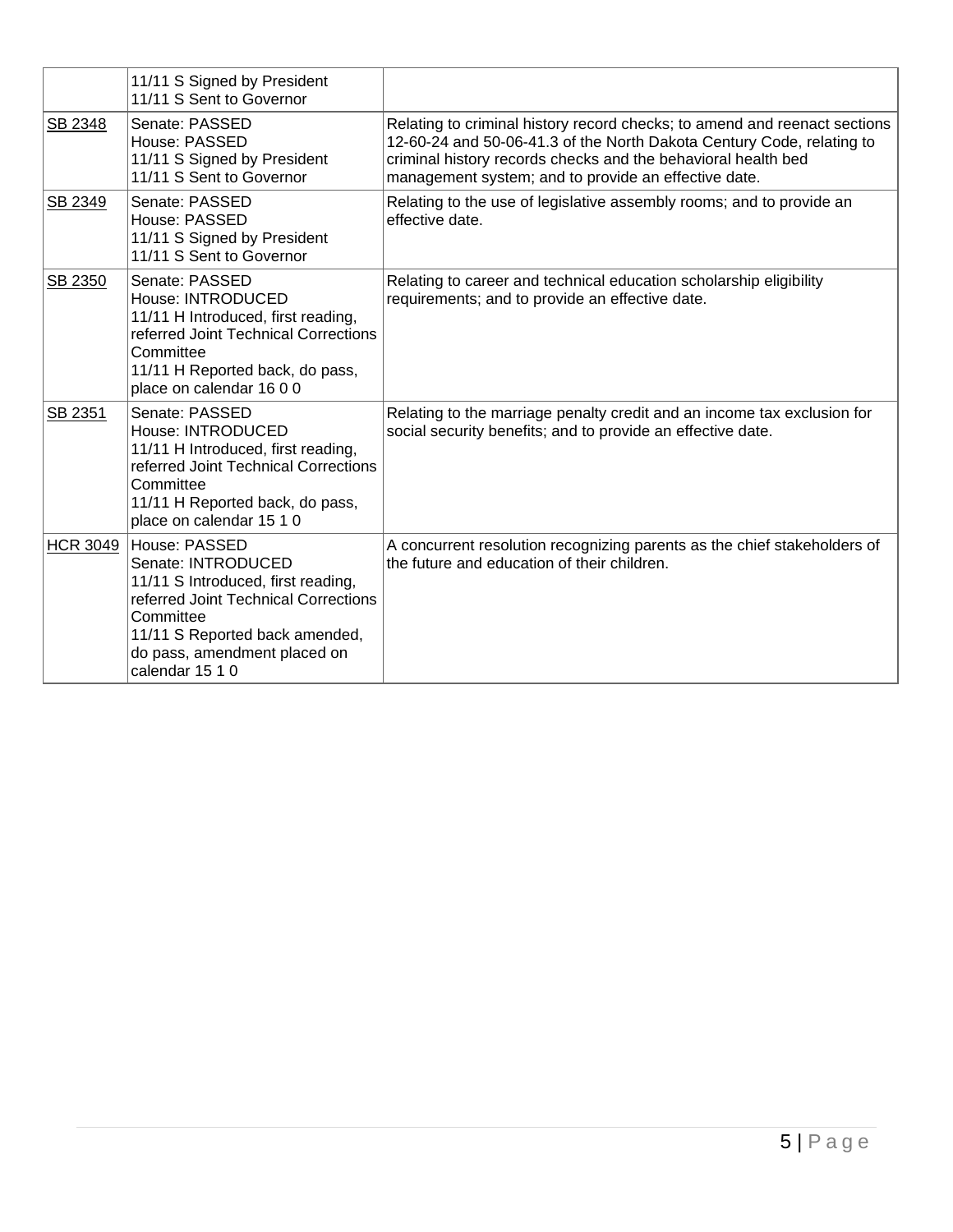| | | |
|---|---|---|
| | 11/11 S Signed by President<br>11/11 S Sent to Governor | |
| SB 2348 | Senate: PASSED<br>House: PASSED<br>11/11 S Signed by President<br>11/11 S Sent to Governor | Relating to criminal history record checks; to amend and reenact sections 12-60-24 and 50-06-41.3 of the North Dakota Century Code, relating to criminal history records checks and the behavioral health bed management system; and to provide an effective date. |
| SB 2349 | Senate: PASSED<br>House: PASSED<br>11/11 S Signed by President<br>11/11 S Sent to Governor | Relating to the use of legislative assembly rooms; and to provide an effective date. |
| SB 2350 | Senate: PASSED<br>House: INTRODUCED<br>11/11 H Introduced, first reading, referred Joint Technical Corrections Committee<br>11/11 H Reported back, do pass, place on calendar 16 0 0 | Relating to career and technical education scholarship eligibility requirements; and to provide an effective date. |
| SB 2351 | Senate: PASSED<br>House: INTRODUCED<br>11/11 H Introduced, first reading, referred Joint Technical Corrections Committee<br>11/11 H Reported back, do pass, place on calendar 15 1 0 | Relating to the marriage penalty credit and an income tax exclusion for social security benefits; and to provide an effective date. |
| HCR 3049 | House: PASSED<br>Senate: INTRODUCED<br>11/11 S Introduced, first reading, referred Joint Technical Corrections Committee<br>11/11 S Reported back amended, do pass, amendment placed on calendar 15 1 0 | A concurrent resolution recognizing parents as the chief stakeholders of the future and education of their children. |